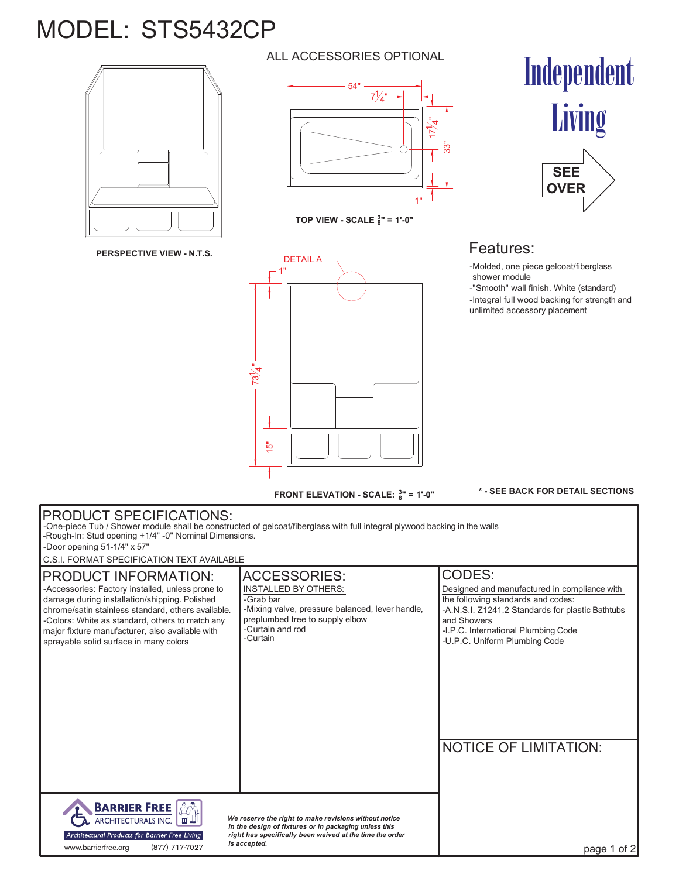# MODEL: STS5432CP

ALL ACCESSORIES OPTIONAL

**Independent Living**

**SEE OVER**

54"

7 1/4"

17 1/4"

33"

1"

**TOP VIEW - SCALE 3/8" = 1'-0"**

**PERSPECTIVE VIEW - N.T.S.**

DETAIL A

1"

73 1/4"

15"

**FRONT ELEVATION - SCALE: 3/8" = 1'-0"**

**\* - SEE BACK FOR DETAIL SECTIONS**

## Features:

- -Molded, one piece gelcoat/fiberglass shower module
- -"Smooth" wall finish. White (standard)
- -Integral full wood backing for strength and unlimited accessory placement

## PRODUCT SPECIFICATIONS:

-One-piece Tub / Shower module shall be constructed of gelcoat/fiberglass with full integral plywood backing in the walls
-Rough-In: Stud opening +1/4" -0" Nominal Dimensions.
-Door opening 51-1/4" x 57"

C.S.I. FORMAT SPECIFICATION TEXT AVAILABLE

## PRODUCT INFORMATION:

-Accessories: Factory installed, unless prone to damage during installation/shipping. Polished chrome/satin stainless standard, others available.
-Colors: White as standard, others to match any major fixture manufacturer, also available with sprayable solid surface in many colors

## ACCESSORIES:

INSTALLED BY OTHERS:
-Grab bar
-Mixing valve, pressure balanced, lever handle, preplumbed tree to supply elbow
-Curtain and rod
-Curtain

## CODES:

Designed and manufactured in compliance with the following standards and codes:
-A.N.S.I. Z1241.2 Standards for plastic Bathtubs and Showers
-I.P.C. International Plumbing Code
-U.P.C. Uniform Plumbing Code

## NOTICE OF LIMITATION:

**BARRIER FREE ARCHITECTURALS INC.**
*Architectural Products for Barrier Free Living*
www.barrierfree.org (877) 717-7027

***We reserve the right to make revisions without notice in the design of fixtures or in packaging unless this right has specifically been waived at the time the order is accepted.***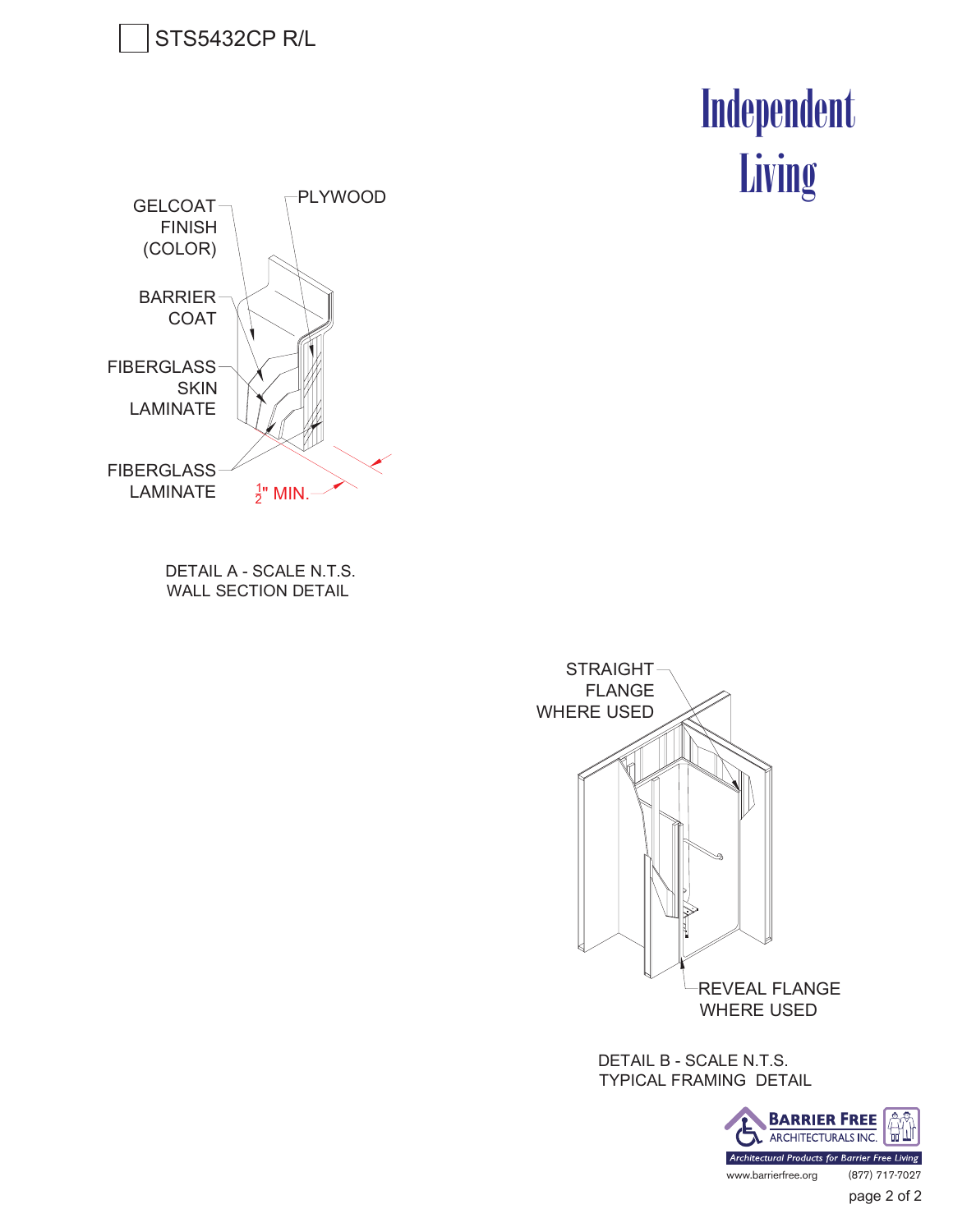☐ STS5432CP R/L

# Independent Living

GELCOAT FINISH (COLOR)

PLYWOOD

BARRIER COAT

FIBERGLASS SKIN LAMINATE

FIBERGLASS LAMINATE

½" MIN.

DETAIL A - SCALE N.T.S.
WALL SECTION DETAIL

STRAIGHT FLANGE WHERE USED

REVEAL FLANGE WHERE USED

DETAIL B - SCALE N.T.S.
TYPICAL FRAMING DETAIL

BARRIER FREE ARCHITECTURALS INC.
Architectural Products for Barrier Free Living
www.barrierfree.org (877) 717-7027